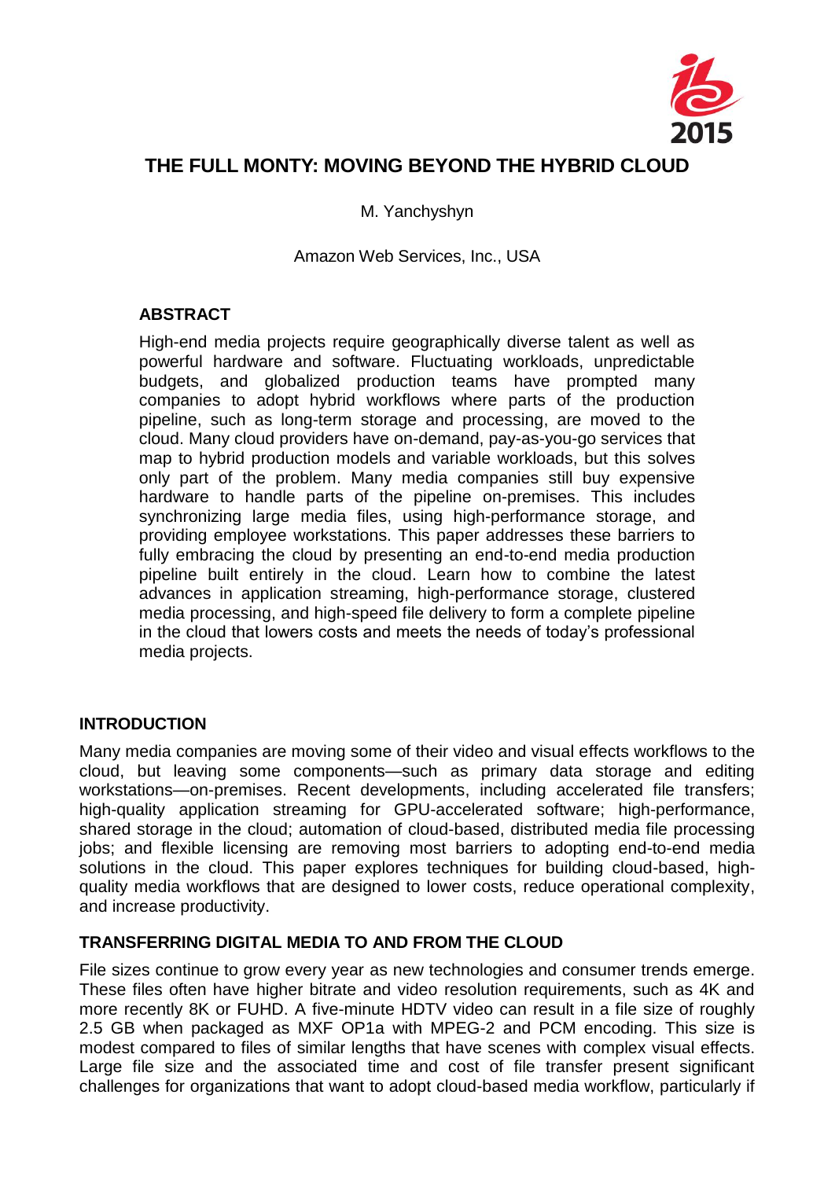# THE FULL MONTY: MOVING BEYOND THE HYBRID CLOUD

M. Yanchyshyn

Amazon Web Services, Inc., USA

## ABSTRACT

High-end media projects require geographically diverse talent as well as powerful hardware and software. Fluctuating workloads, unpredictable budgets, and globalized production teams have prompted many companies to adopt hybrid workflows where parts of the production pipeline, such as long-term storage and processing, are moved to the cloud. Many cloud providers have on-demand, pay-as-you-go services that map to hybrid production models and variable workloads, but this solves only part of the problem. Many media companies still buy expensive hardware to handle parts of the pipeline on-premises. This includes synchronizing large media files, using high-performance storage, and providing employee workstations. This paper addresses these barriers to fully embracing the cloud by presenting an end-to-end media production pipeline built entirely in the cloud. Learn how to combine the latest advances in application streaming, high-performance storage, clustered media processing, and high-speed file delivery to form a complete pipeline in the cloud that lowers costs and meets the needs of today's professional media projects.

## INTRODUCTION

Many media companies are moving some of their video and visual effects workflows to the cloud, but leaving some components—such as primary data storage and editing workstations—on-premises. Recent developments, including accelerated file transfers; high-quality application streaming for GPU-accelerated software; high-performance, shared storage in the cloud; automation of cloud-based, distributed media file processing jobs; and flexible licensing are removing most barriers to adopting end-to-end media solutions in the cloud. This paper explores techniques for building cloud-based, high-quality media workflows that are designed to lower costs, reduce operational complexity, and increase productivity.

## TRANSFERRING DIGITAL MEDIA TO AND FROM THE CLOUD

File sizes continue to grow every year as new technologies and consumer trends emerge. These files often have higher bitrate and video resolution requirements, such as 4K and more recently 8K or FUHD. A five-minute HDTV video can result in a file size of roughly 2.5 GB when packaged as MXF OP1a with MPEG-2 and PCM encoding. This size is modest compared to files of similar lengths that have scenes with complex visual effects. Large file size and the associated time and cost of file transfer present significant challenges for organizations that want to adopt cloud-based media workflow, particularly if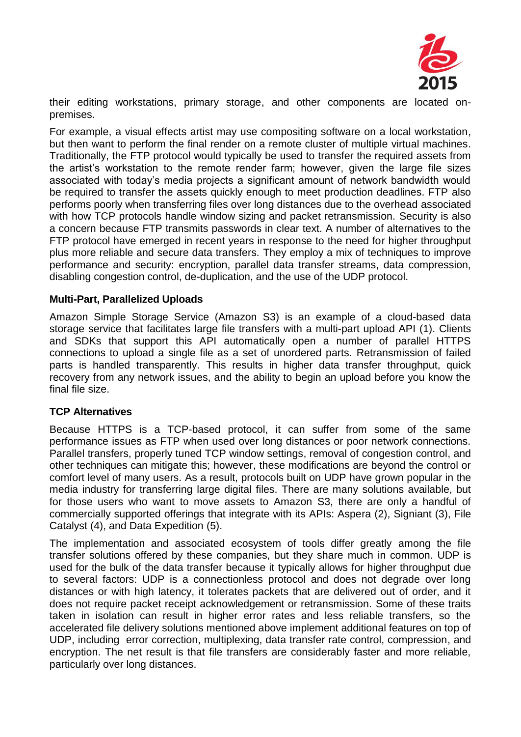their editing workstations, primary storage, and other components are located on-premises.

For example, a visual effects artist may use compositing software on a local workstation, but then want to perform the final render on a remote cluster of multiple virtual machines. Traditionally, the FTP protocol would typically be used to transfer the required assets from the artist's workstation to the remote render farm; however, given the large file sizes associated with today's media projects a significant amount of network bandwidth would be required to transfer the assets quickly enough to meet production deadlines. FTP also performs poorly when transferring files over long distances due to the overhead associated with how TCP protocols handle window sizing and packet retransmission. Security is also a concern because FTP transmits passwords in clear text. A number of alternatives to the FTP protocol have emerged in recent years in response to the need for higher throughput plus more reliable and secure data transfers. They employ a mix of techniques to improve performance and security: encryption, parallel data transfer streams, data compression, disabling congestion control, de-duplication, and the use of the UDP protocol.

**Multi-Part, Parallelized Uploads**

Amazon Simple Storage Service (Amazon S3) is an example of a cloud-based data storage service that facilitates large file transfers with a multi-part upload API (1). Clients and SDKs that support this API automatically open a number of parallel HTTPS connections to upload a single file as a set of unordered parts. Retransmission of failed parts is handled transparently. This results in higher data transfer throughput, quick recovery from any network issues, and the ability to begin an upload before you know the final file size.

**TCP Alternatives**

Because HTTPS is a TCP-based protocol, it can suffer from some of the same performance issues as FTP when used over long distances or poor network connections. Parallel transfers, properly tuned TCP window settings, removal of congestion control, and other techniques can mitigate this; however, these modifications are beyond the control or comfort level of many users. As a result, protocols built on UDP have grown popular in the media industry for transferring large digital files. There are many solutions available, but for those users who want to move assets to Amazon S3, there are only a handful of commercially supported offerings that integrate with its APIs: Aspera (2), Signiant (3), File Catalyst (4), and Data Expedition (5).

The implementation and associated ecosystem of tools differ greatly among the file transfer solutions offered by these companies, but they share much in common. UDP is used for the bulk of the data transfer because it typically allows for higher throughput due to several factors: UDP is a connectionless protocol and does not degrade over long distances or with high latency, it tolerates packets that are delivered out of order, and it does not require packet receipt acknowledgement or retransmission. Some of these traits taken in isolation can result in higher error rates and less reliable transfers, so the accelerated file delivery solutions mentioned above implement additional features on top of UDP, including error correction, multiplexing, data transfer rate control, compression, and encryption. The net result is that file transfers are considerably faster and more reliable, particularly over long distances.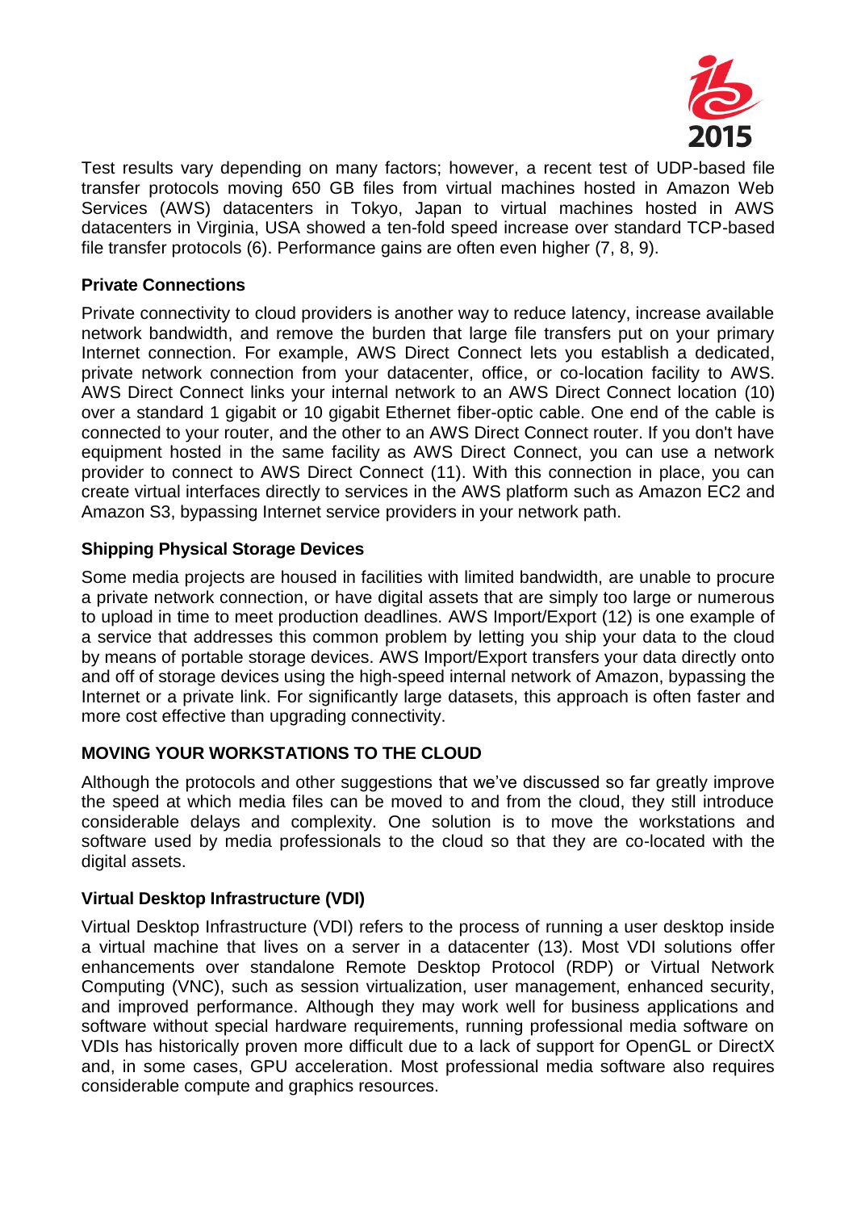Test results vary depending on many factors; however, a recent test of UDP-based file transfer protocols moving 650 GB files from virtual machines hosted in Amazon Web Services (AWS) datacenters in Tokyo, Japan to virtual machines hosted in AWS datacenters in Virginia, USA showed a ten-fold speed increase over standard TCP-based file transfer protocols (6). Performance gains are often even higher (7, 8, 9).

### Private Connections

Private connectivity to cloud providers is another way to reduce latency, increase available network bandwidth, and remove the burden that large file transfers put on your primary Internet connection. For example, AWS Direct Connect lets you establish a dedicated, private network connection from your datacenter, office, or co-location facility to AWS. AWS Direct Connect links your internal network to an AWS Direct Connect location (10) over a standard 1 gigabit or 10 gigabit Ethernet fiber-optic cable. One end of the cable is connected to your router, and the other to an AWS Direct Connect router. If you don't have equipment hosted in the same facility as AWS Direct Connect, you can use a network provider to connect to AWS Direct Connect (11). With this connection in place, you can create virtual interfaces directly to services in the AWS platform such as Amazon EC2 and Amazon S3, bypassing Internet service providers in your network path.

### Shipping Physical Storage Devices

Some media projects are housed in facilities with limited bandwidth, are unable to procure a private network connection, or have digital assets that are simply too large or numerous to upload in time to meet production deadlines. AWS Import/Export (12) is one example of a service that addresses this common problem by letting you ship your data to the cloud by means of portable storage devices. AWS Import/Export transfers your data directly onto and off of storage devices using the high-speed internal network of Amazon, bypassing the Internet or a private link. For significantly large datasets, this approach is often faster and more cost effective than upgrading connectivity.

## MOVING YOUR WORKSTATIONS TO THE CLOUD

Although the protocols and other suggestions that we've discussed so far greatly improve the speed at which media files can be moved to and from the cloud, they still introduce considerable delays and complexity. One solution is to move the workstations and software used by media professionals to the cloud so that they are co-located with the digital assets.

### Virtual Desktop Infrastructure (VDI)

Virtual Desktop Infrastructure (VDI) refers to the process of running a user desktop inside a virtual machine that lives on a server in a datacenter (13). Most VDI solutions offer enhancements over standalone Remote Desktop Protocol (RDP) or Virtual Network Computing (VNC), such as session virtualization, user management, enhanced security, and improved performance. Although they may work well for business applications and software without special hardware requirements, running professional media software on VDIs has historically proven more difficult due to a lack of support for OpenGL or DirectX and, in some cases, GPU acceleration. Most professional media software also requires considerable compute and graphics resources.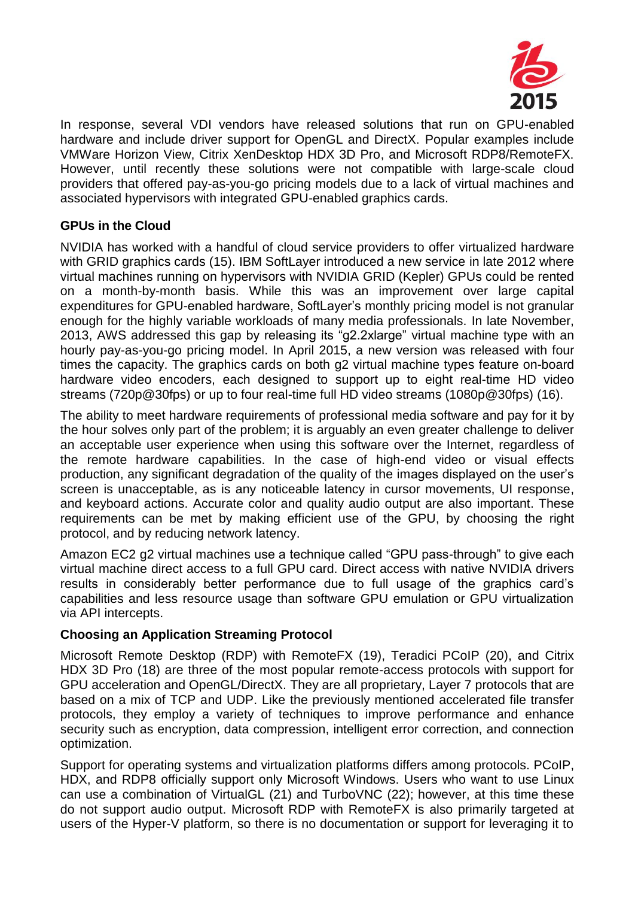In response, several VDI vendors have released solutions that run on GPU-enabled hardware and include driver support for OpenGL and DirectX. Popular examples include VMWare Horizon View, Citrix XenDesktop HDX 3D Pro, and Microsoft RDP8/RemoteFX. However, until recently these solutions were not compatible with large-scale cloud providers that offered pay-as-you-go pricing models due to a lack of virtual machines and associated hypervisors with integrated GPU-enabled graphics cards.

**GPUs in the Cloud**

NVIDIA has worked with a handful of cloud service providers to offer virtualized hardware with GRID graphics cards (15). IBM SoftLayer introduced a new service in late 2012 where virtual machines running on hypervisors with NVIDIA GRID (Kepler) GPUs could be rented on a month-by-month basis. While this was an improvement over large capital expenditures for GPU-enabled hardware, SoftLayer's monthly pricing model is not granular enough for the highly variable workloads of many media professionals. In late November, 2013, AWS addressed this gap by releasing its "g2.2xlarge" virtual machine type with an hourly pay-as-you-go pricing model. In April 2015, a new version was released with four times the capacity. The graphics cards on both g2 virtual machine types feature on-board hardware video encoders, each designed to support up to eight real-time HD video streams (720p@30fps) or up to four real-time full HD video streams (1080p@30fps) (16).

The ability to meet hardware requirements of professional media software and pay for it by the hour solves only part of the problem; it is arguably an even greater challenge to deliver an acceptable user experience when using this software over the Internet, regardless of the remote hardware capabilities. In the case of high-end video or visual effects production, any significant degradation of the quality of the images displayed on the user's screen is unacceptable, as is any noticeable latency in cursor movements, UI response, and keyboard actions. Accurate color and quality audio output are also important. These requirements can be met by making efficient use of the GPU, by choosing the right protocol, and by reducing network latency.

Amazon EC2 g2 virtual machines use a technique called "GPU pass-through" to give each virtual machine direct access to a full GPU card. Direct access with native NVIDIA drivers results in considerably better performance due to full usage of the graphics card's capabilities and less resource usage than software GPU emulation or GPU virtualization via API intercepts.

**Choosing an Application Streaming Protocol**

Microsoft Remote Desktop (RDP) with RemoteFX (19), Teradici PCoIP (20), and Citrix HDX 3D Pro (18) are three of the most popular remote-access protocols with support for GPU acceleration and OpenGL/DirectX. They are all proprietary, Layer 7 protocols that are based on a mix of TCP and UDP. Like the previously mentioned accelerated file transfer protocols, they employ a variety of techniques to improve performance and enhance security such as encryption, data compression, intelligent error correction, and connection optimization.

Support for operating systems and virtualization platforms differs among protocols. PCoIP, HDX, and RDP8 officially support only Microsoft Windows. Users who want to use Linux can use a combination of VirtualGL (21) and TurboVNC (22); however, at this time these do not support audio output. Microsoft RDP with RemoteFX is also primarily targeted at users of the Hyper-V platform, so there is no documentation or support for leveraging it to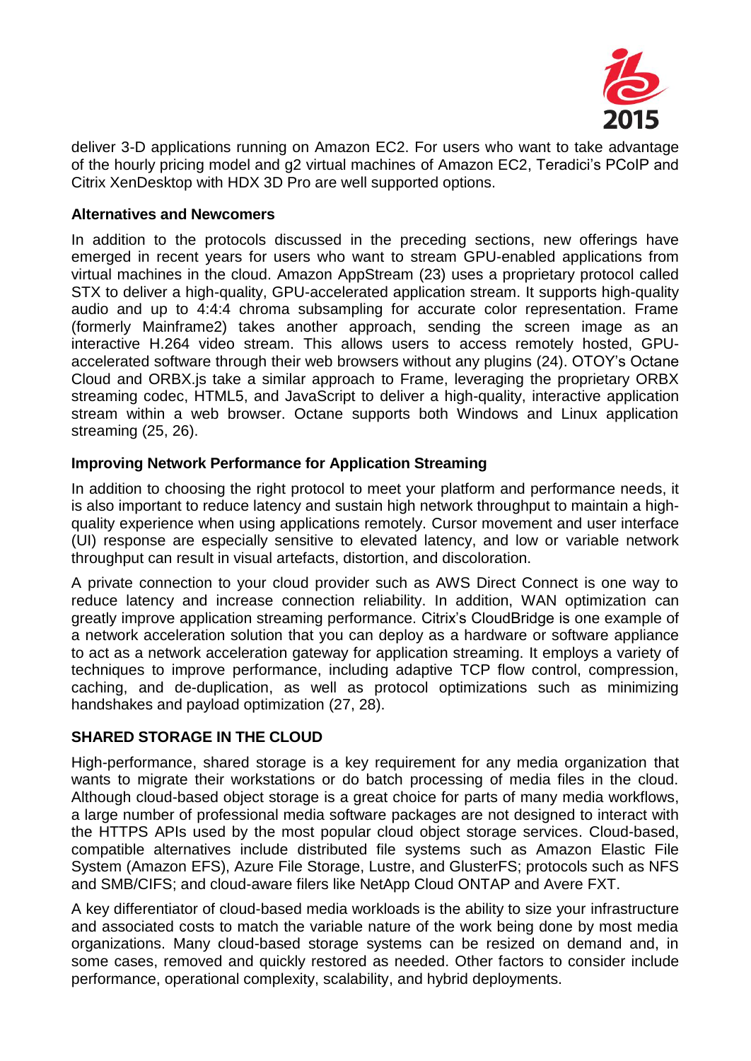deliver 3-D applications running on Amazon EC2. For users who want to take advantage of the hourly pricing model and g2 virtual machines of Amazon EC2, Teradici's PCoIP and Citrix XenDesktop with HDX 3D Pro are well supported options.

**Alternatives and Newcomers**

In addition to the protocols discussed in the preceding sections, new offerings have emerged in recent years for users who want to stream GPU-enabled applications from virtual machines in the cloud. Amazon AppStream (23) uses a proprietary protocol called STX to deliver a high-quality, GPU-accelerated application stream. It supports high-quality audio and up to 4:4:4 chroma subsampling for accurate color representation. Frame (formerly Mainframe2) takes another approach, sending the screen image as an interactive H.264 video stream. This allows users to access remotely hosted, GPU-accelerated software through their web browsers without any plugins (24). OTOY's Octane Cloud and ORBX.js take a similar approach to Frame, leveraging the proprietary ORBX streaming codec, HTML5, and JavaScript to deliver a high-quality, interactive application stream within a web browser. Octane supports both Windows and Linux application streaming (25, 26).

**Improving Network Performance for Application Streaming**

In addition to choosing the right protocol to meet your platform and performance needs, it is also important to reduce latency and sustain high network throughput to maintain a high-quality experience when using applications remotely. Cursor movement and user interface (UI) response are especially sensitive to elevated latency, and low or variable network throughput can result in visual artefacts, distortion, and discoloration.

A private connection to your cloud provider such as AWS Direct Connect is one way to reduce latency and increase connection reliability. In addition, WAN optimization can greatly improve application streaming performance. Citrix's CloudBridge is one example of a network acceleration solution that you can deploy as a hardware or software appliance to act as a network acceleration gateway for application streaming. It employs a variety of techniques to improve performance, including adaptive TCP flow control, compression, caching, and de-duplication, as well as protocol optimizations such as minimizing handshakes and payload optimization (27, 28).

## SHARED STORAGE IN THE CLOUD

High-performance, shared storage is a key requirement for any media organization that wants to migrate their workstations or do batch processing of media files in the cloud. Although cloud-based object storage is a great choice for parts of many media workflows, a large number of professional media software packages are not designed to interact with the HTTPS APIs used by the most popular cloud object storage services. Cloud-based, compatible alternatives include distributed file systems such as Amazon Elastic File System (Amazon EFS), Azure File Storage, Lustre, and GlusterFS; protocols such as NFS and SMB/CIFS; and cloud-aware filers like NetApp Cloud ONTAP and Avere FXT.

A key differentiator of cloud-based media workloads is the ability to size your infrastructure and associated costs to match the variable nature of the work being done by most media organizations. Many cloud-based storage systems can be resized on demand and, in some cases, removed and quickly restored as needed. Other factors to consider include performance, operational complexity, scalability, and hybrid deployments.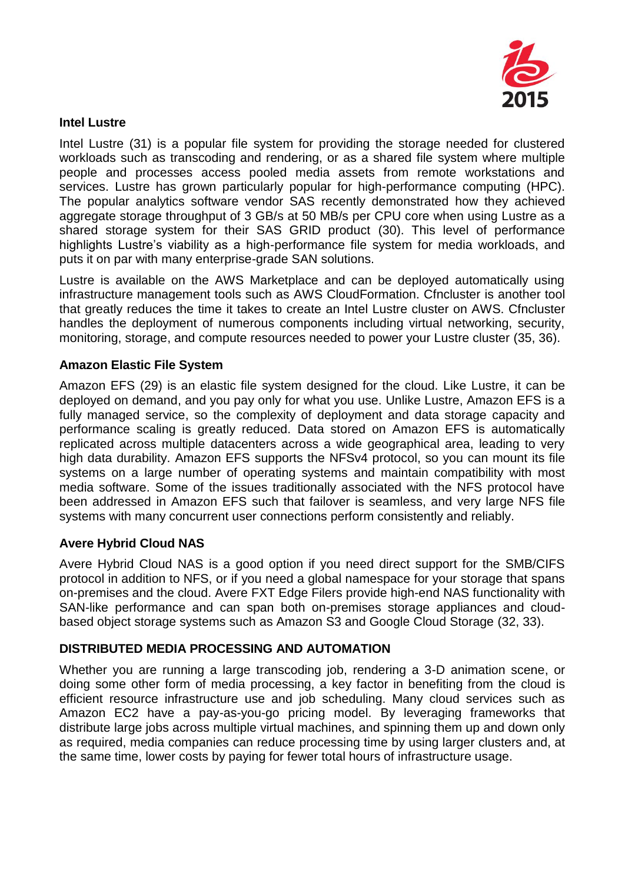### Intel Lustre

Intel Lustre (31) is a popular file system for providing the storage needed for clustered workloads such as transcoding and rendering, or as a shared file system where multiple people and processes access pooled media assets from remote workstations and services. Lustre has grown particularly popular for high-performance computing (HPC). The popular analytics software vendor SAS recently demonstrated how they achieved aggregate storage throughput of 3 GB/s at 50 MB/s per CPU core when using Lustre as a shared storage system for their SAS GRID product (30). This level of performance highlights Lustre's viability as a high-performance file system for media workloads, and puts it on par with many enterprise-grade SAN solutions.

Lustre is available on the AWS Marketplace and can be deployed automatically using infrastructure management tools such as AWS CloudFormation. Cfncluster is another tool that greatly reduces the time it takes to create an Intel Lustre cluster on AWS. Cfncluster handles the deployment of numerous components including virtual networking, security, monitoring, storage, and compute resources needed to power your Lustre cluster (35, 36).

### Amazon Elastic File System

Amazon EFS (29) is an elastic file system designed for the cloud. Like Lustre, it can be deployed on demand, and you pay only for what you use. Unlike Lustre, Amazon EFS is a fully managed service, so the complexity of deployment and data storage capacity and performance scaling is greatly reduced. Data stored on Amazon EFS is automatically replicated across multiple datacenters across a wide geographical area, leading to very high data durability. Amazon EFS supports the NFSv4 protocol, so you can mount its file systems on a large number of operating systems and maintain compatibility with most media software. Some of the issues traditionally associated with the NFS protocol have been addressed in Amazon EFS such that failover is seamless, and very large NFS file systems with many concurrent user connections perform consistently and reliably.

### Avere Hybrid Cloud NAS

Avere Hybrid Cloud NAS is a good option if you need direct support for the SMB/CIFS protocol in addition to NFS, or if you need a global namespace for your storage that spans on-premises and the cloud. Avere FXT Edge Filers provide high-end NAS functionality with SAN-like performance and can span both on-premises storage appliances and cloud-based object storage systems such as Amazon S3 and Google Cloud Storage (32, 33).

## DISTRIBUTED MEDIA PROCESSING AND AUTOMATION

Whether you are running a large transcoding job, rendering a 3-D animation scene, or doing some other form of media processing, a key factor in benefiting from the cloud is efficient resource infrastructure use and job scheduling. Many cloud services such as Amazon EC2 have a pay-as-you-go pricing model. By leveraging frameworks that distribute large jobs across multiple virtual machines, and spinning them up and down only as required, media companies can reduce processing time by using larger clusters and, at the same time, lower costs by paying for fewer total hours of infrastructure usage.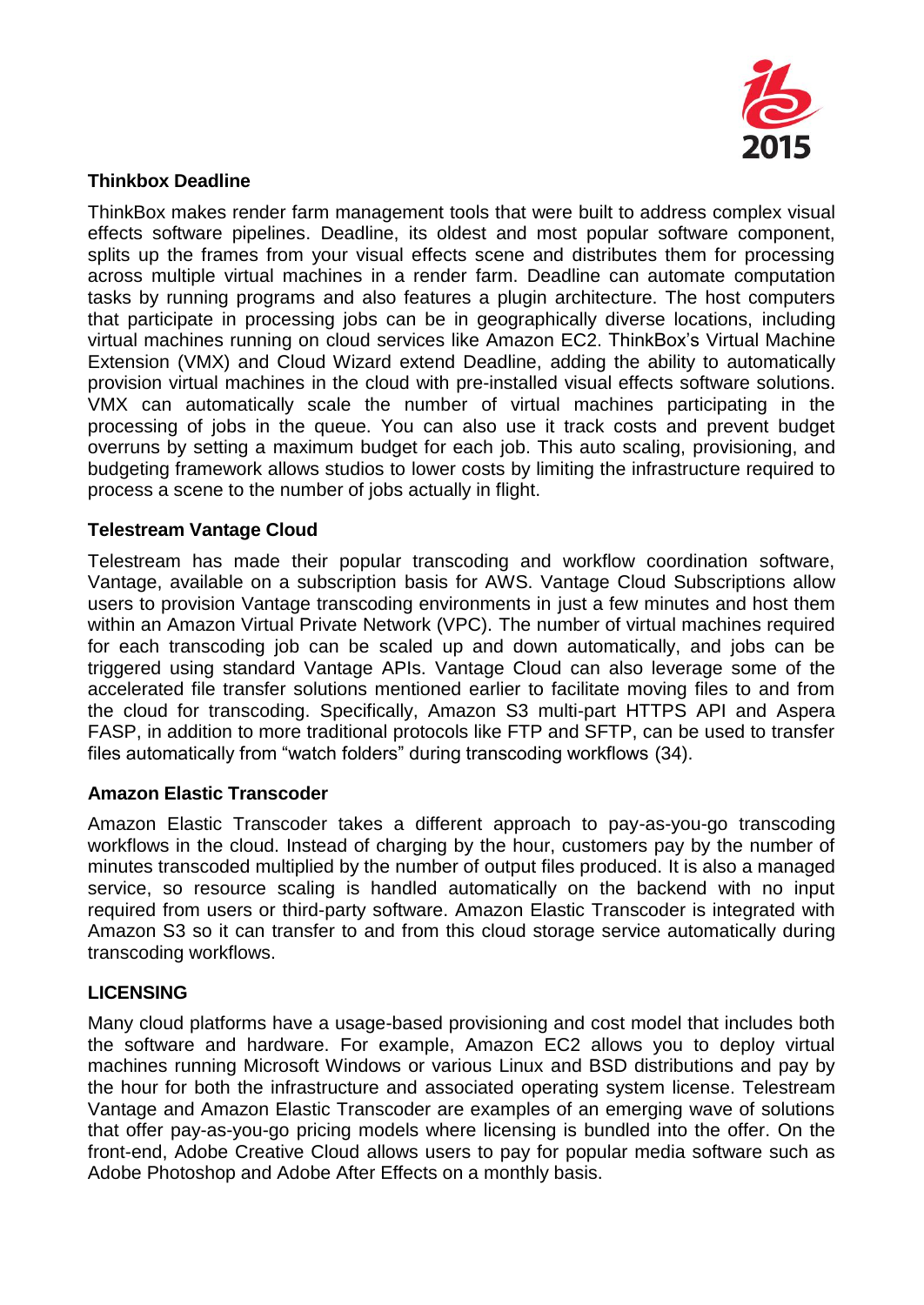### Thinkbox Deadline

ThinkBox makes render farm management tools that were built to address complex visual effects software pipelines. Deadline, its oldest and most popular software component, splits up the frames from your visual effects scene and distributes them for processing across multiple virtual machines in a render farm. Deadline can automate computation tasks by running programs and also features a plugin architecture. The host computers that participate in processing jobs can be in geographically diverse locations, including virtual machines running on cloud services like Amazon EC2. ThinkBox's Virtual Machine Extension (VMX) and Cloud Wizard extend Deadline, adding the ability to automatically provision virtual machines in the cloud with pre-installed visual effects software solutions. VMX can automatically scale the number of virtual machines participating in the processing of jobs in the queue. You can also use it track costs and prevent budget overruns by setting a maximum budget for each job. This auto scaling, provisioning, and budgeting framework allows studios to lower costs by limiting the infrastructure required to process a scene to the number of jobs actually in flight.

### Telestream Vantage Cloud

Telestream has made their popular transcoding and workflow coordination software, Vantage, available on a subscription basis for AWS. Vantage Cloud Subscriptions allow users to provision Vantage transcoding environments in just a few minutes and host them within an Amazon Virtual Private Network (VPC). The number of virtual machines required for each transcoding job can be scaled up and down automatically, and jobs can be triggered using standard Vantage APIs. Vantage Cloud can also leverage some of the accelerated file transfer solutions mentioned earlier to facilitate moving files to and from the cloud for transcoding. Specifically, Amazon S3 multi-part HTTPS API and Aspera FASP, in addition to more traditional protocols like FTP and SFTP, can be used to transfer files automatically from "watch folders" during transcoding workflows (34).

### Amazon Elastic Transcoder

Amazon Elastic Transcoder takes a different approach to pay-as-you-go transcoding workflows in the cloud. Instead of charging by the hour, customers pay by the number of minutes transcoded multiplied by the number of output files produced. It is also a managed service, so resource scaling is handled automatically on the backend with no input required from users or third-party software. Amazon Elastic Transcoder is integrated with Amazon S3 so it can transfer to and from this cloud storage service automatically during transcoding workflows.

## LICENSING

Many cloud platforms have a usage-based provisioning and cost model that includes both the software and hardware. For example, Amazon EC2 allows you to deploy virtual machines running Microsoft Windows or various Linux and BSD distributions and pay by the hour for both the infrastructure and associated operating system license. Telestream Vantage and Amazon Elastic Transcoder are examples of an emerging wave of solutions that offer pay-as-you-go pricing models where licensing is bundled into the offer. On the front-end, Adobe Creative Cloud allows users to pay for popular media software such as Adobe Photoshop and Adobe After Effects on a monthly basis.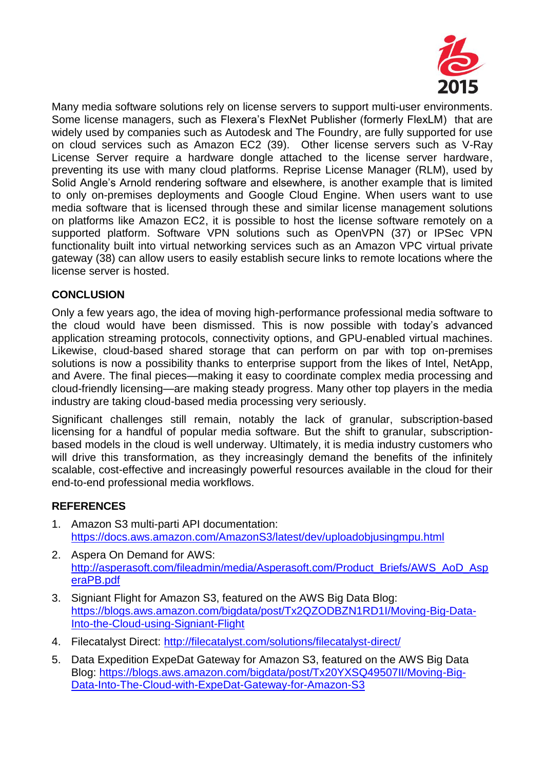Many media software solutions rely on license servers to support multi-user environments. Some license managers, such as Flexera's FlexNet Publisher (formerly FlexLM) that are widely used by companies such as Autodesk and The Foundry, are fully supported for use on cloud services such as Amazon EC2 (39). Other license servers such as V-Ray License Server require a hardware dongle attached to the license server hardware, preventing its use with many cloud platforms. Reprise License Manager (RLM), used by Solid Angle's Arnold rendering software and elsewhere, is another example that is limited to only on-premises deployments and Google Cloud Engine. When users want to use media software that is licensed through these and similar license management solutions on platforms like Amazon EC2, it is possible to host the license software remotely on a supported platform. Software VPN solutions such as OpenVPN (37) or IPSec VPN functionality built into virtual networking services such as an Amazon VPC virtual private gateway (38) can allow users to easily establish secure links to remote locations where the license server is hosted.

## CONCLUSION

Only a few years ago, the idea of moving high-performance professional media software to the cloud would have been dismissed. This is now possible with today's advanced application streaming protocols, connectivity options, and GPU-enabled virtual machines. Likewise, cloud-based shared storage that can perform on par with top on-premises solutions is now a possibility thanks to enterprise support from the likes of Intel, NetApp, and Avere. The final pieces—making it easy to coordinate complex media processing and cloud-friendly licensing—are making steady progress. Many other top players in the media industry are taking cloud-based media processing very seriously.

Significant challenges still remain, notably the lack of granular, subscription-based licensing for a handful of popular media software. But the shift to granular, subscription-based models in the cloud is well underway. Ultimately, it is media industry customers who will drive this transformation, as they increasingly demand the benefits of the infinitely scalable, cost-effective and increasingly powerful resources available in the cloud for their end-to-end professional media workflows.

## REFERENCES

1. Amazon S3 multi-parti API documentation: https://docs.aws.amazon.com/AmazonS3/latest/dev/uploadobjusingmpu.html
2. Aspera On Demand for AWS: http://asperasoft.com/fileadmin/media/Asperasoft.com/Product_Briefs/AWS_AoD_AsperaPB.pdf
3. Signiant Flight for Amazon S3, featured on the AWS Big Data Blog: https://blogs.aws.amazon.com/bigdata/post/Tx2QZODBZN1RD1I/Moving-Big-Data-Into-the-Cloud-using-Signiant-Flight
4. Filecatalyst Direct: http://filecatalyst.com/solutions/filecatalyst-direct/
5. Data Expedition ExpeDat Gateway for Amazon S3, featured on the AWS Big Data Blog: https://blogs.aws.amazon.com/bigdata/post/Tx20YXSQ49507II/Moving-Big-Data-Into-The-Cloud-with-ExpeDat-Gateway-for-Amazon-S3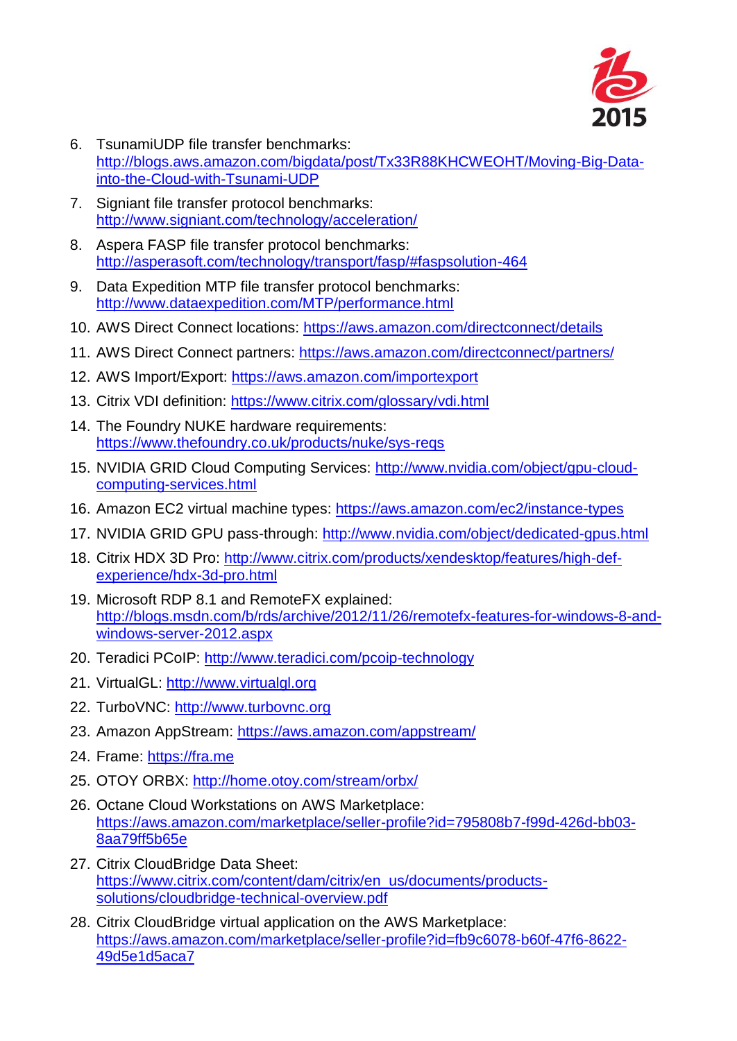6. TsunamiUDP file transfer benchmarks: http://blogs.aws.amazon.com/bigdata/post/Tx33R88KHCWEOHT/Moving-Big-Data-into-the-Cloud-with-Tsunami-UDP
7. Signiant file transfer protocol benchmarks: http://www.signiant.com/technology/acceleration/
8. Aspera FASP file transfer protocol benchmarks: http://asperasoft.com/technology/transport/fasp/#faspsolution-464
9. Data Expedition MTP file transfer protocol benchmarks: http://www.dataexpedition.com/MTP/performance.html
10. AWS Direct Connect locations: https://aws.amazon.com/directconnect/details
11. AWS Direct Connect partners: https://aws.amazon.com/directconnect/partners/
12. AWS Import/Export: https://aws.amazon.com/importexport
13. Citrix VDI definition: https://www.citrix.com/glossary/vdi.html
14. The Foundry NUKE hardware requirements: https://www.thefoundry.co.uk/products/nuke/sys-reqs
15. NVIDIA GRID Cloud Computing Services: http://www.nvidia.com/object/gpu-cloud-computing-services.html
16. Amazon EC2 virtual machine types: https://aws.amazon.com/ec2/instance-types
17. NVIDIA GRID GPU pass-through: http://www.nvidia.com/object/dedicated-gpus.html
18. Citrix HDX 3D Pro: http://www.citrix.com/products/xendesktop/features/high-def-experience/hdx-3d-pro.html
19. Microsoft RDP 8.1 and RemoteFX explained: http://blogs.msdn.com/b/rds/archive/2012/11/26/remotefx-features-for-windows-8-and-windows-server-2012.aspx
20. Teradici PCoIP: http://www.teradici.com/pcoip-technology
21. VirtualGL: http://www.virtualgl.org
22. TurboVNC: http://www.turbovnc.org
23. Amazon AppStream: https://aws.amazon.com/appstream/
24. Frame: https://fra.me
25. OTOY ORBX: http://home.otoy.com/stream/orbx/
26. Octane Cloud Workstations on AWS Marketplace: https://aws.amazon.com/marketplace/seller-profile?id=795808b7-f99d-426d-bb03-8aa79ff5b65e
27. Citrix CloudBridge Data Sheet: https://www.citrix.com/content/dam/citrix/en_us/documents/products-solutions/cloudbridge-technical-overview.pdf
28. Citrix CloudBridge virtual application on the AWS Marketplace: https://aws.amazon.com/marketplace/seller-profile?id=fb9c6078-b60f-47f6-8622-49d5e1d5aca7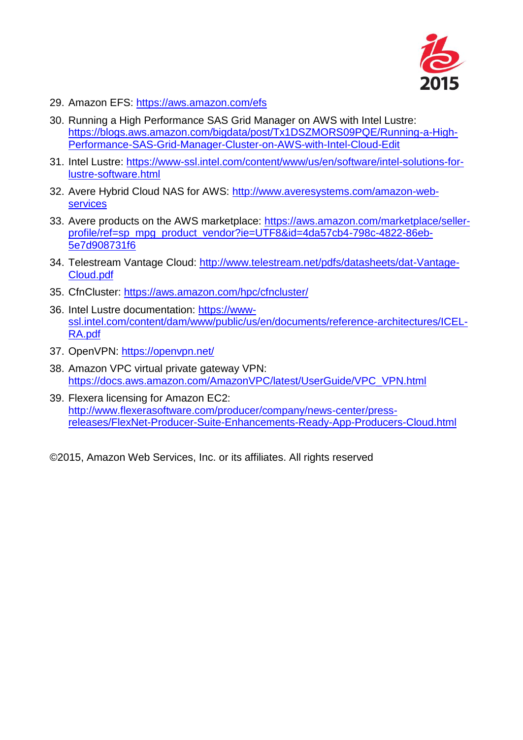29. Amazon EFS: https://aws.amazon.com/efs

30. Running a High Performance SAS Grid Manager on AWS with Intel Lustre: https://blogs.aws.amazon.com/bigdata/post/Tx1DSZMORS09PQE/Running-a-High-Performance-SAS-Grid-Manager-Cluster-on-AWS-with-Intel-Cloud-Edit

31. Intel Lustre: https://www-ssl.intel.com/content/www/us/en/software/intel-solutions-for-lustre-software.html

32. Avere Hybrid Cloud NAS for AWS: http://www.averesystems.com/amazon-web-services

33. Avere products on the AWS marketplace: https://aws.amazon.com/marketplace/seller-profile/ref=sp_mpg_product_vendor?ie=UTF8&id=4da57cb4-798c-4822-86eb-5e7d908731f6

34. Telestream Vantage Cloud: http://www.telestream.net/pdfs/datasheets/dat-Vantage-Cloud.pdf

35. CfnCluster: https://aws.amazon.com/hpc/cfncluster/

36. Intel Lustre documentation: https://www-ssl.intel.com/content/dam/www/public/us/en/documents/reference-architectures/ICEL-RA.pdf

37. OpenVPN: https://openvpn.net/

38. Amazon VPC virtual private gateway VPN: https://docs.aws.amazon.com/AmazonVPC/latest/UserGuide/VPC_VPN.html

39. Flexera licensing for Amazon EC2: http://www.flexerasoftware.com/producer/company/news-center/press-releases/FlexNet-Producer-Suite-Enhancements-Ready-App-Producers-Cloud.html

©2015, Amazon Web Services, Inc. or its affiliates. All rights reserved